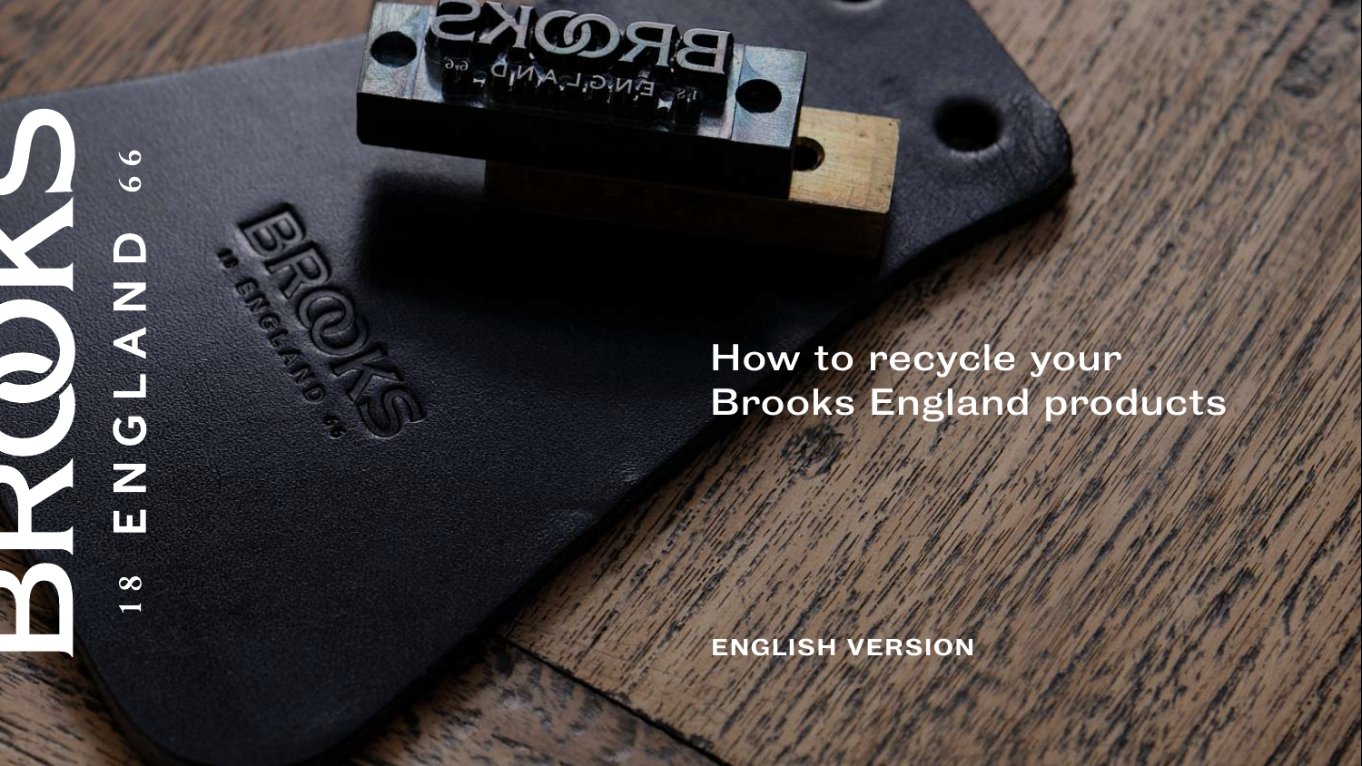BROOKS

18 ENGLAND 66

# How to recycle your Brooks England products

**ENGLISH VERSION**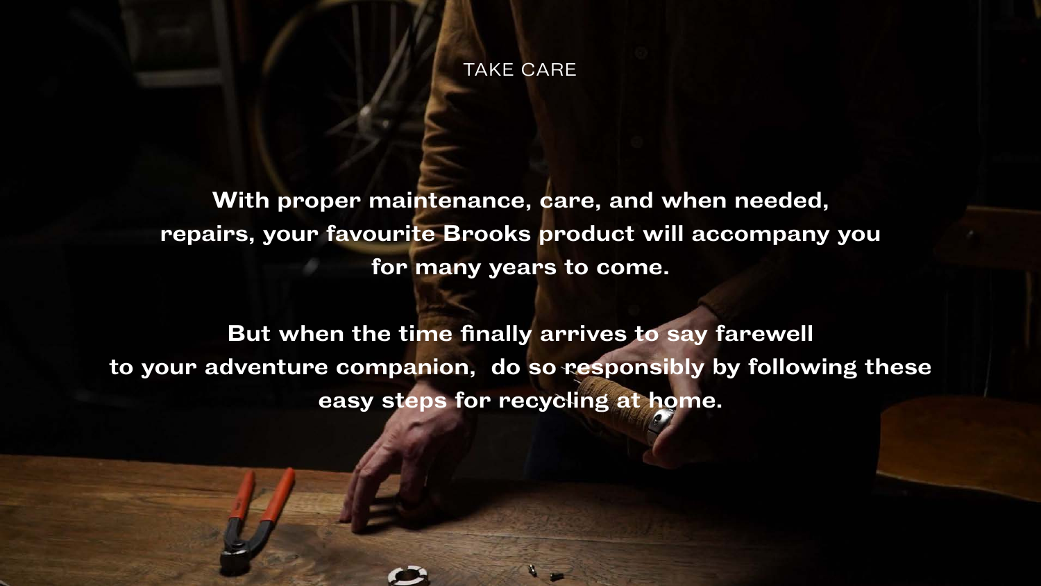## TAKE CARE

**With proper maintenance, care, and when needed, repairs, your favourite Brooks product will accompany you for many years to come.**

**But when the time finally arrives to say farewell to your adventure companion, do so responsibly by following these easy steps for recycling at home.**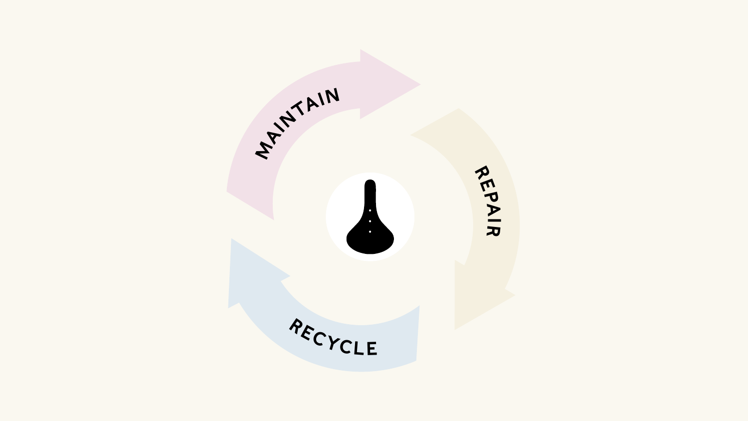MAINTAIN

REPAIR

RECYCLE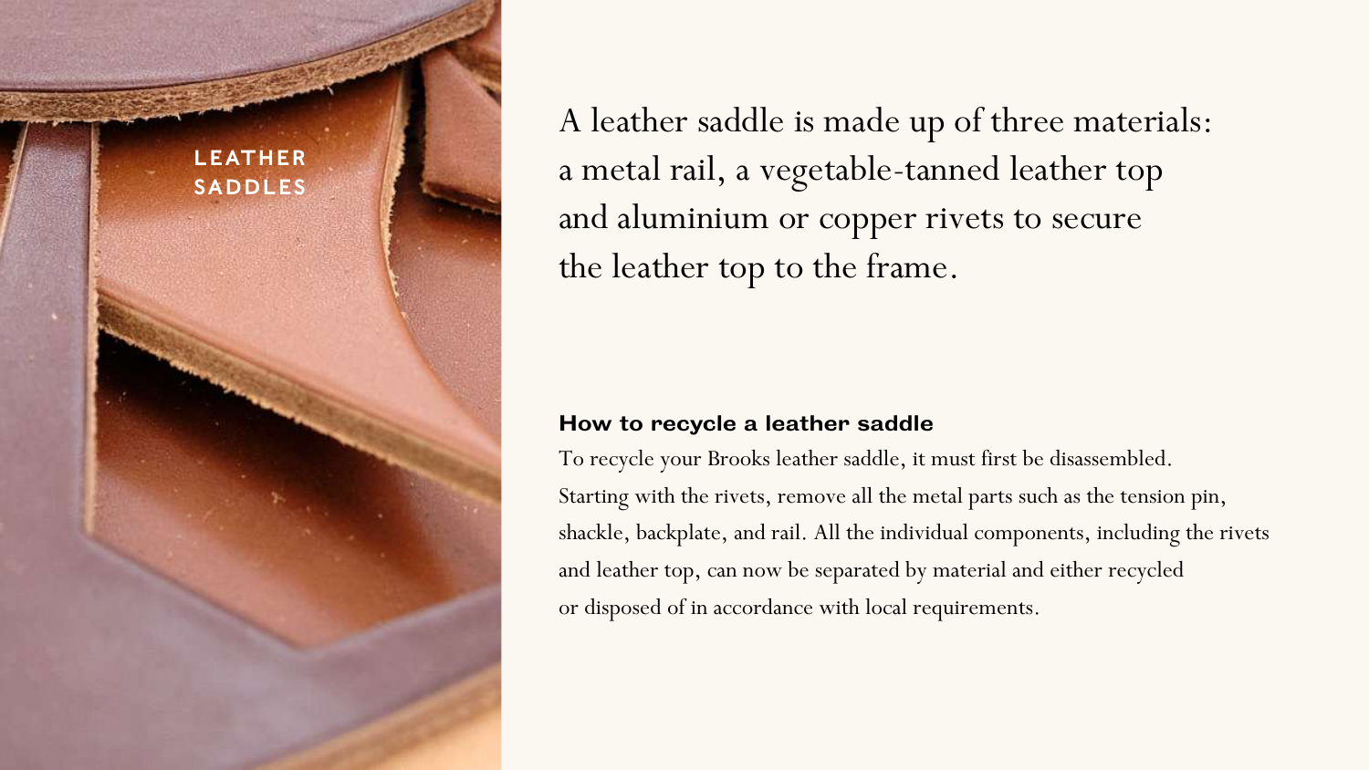# LEATHER SADDLES

A leather saddle is made up of three materials: a metal rail, a vegetable-tanned leather top and aluminium or copper rivets to secure the leather top to the frame.

### How to recycle a leather saddle

To recycle your Brooks leather saddle, it must first be disassembled. Starting with the rivets, remove all the metal parts such as the tension pin, shackle, backplate, and rail. All the individual components, including the rivets and leather top, can now be separated by material and either recycled or disposed of in accordance with local requirements.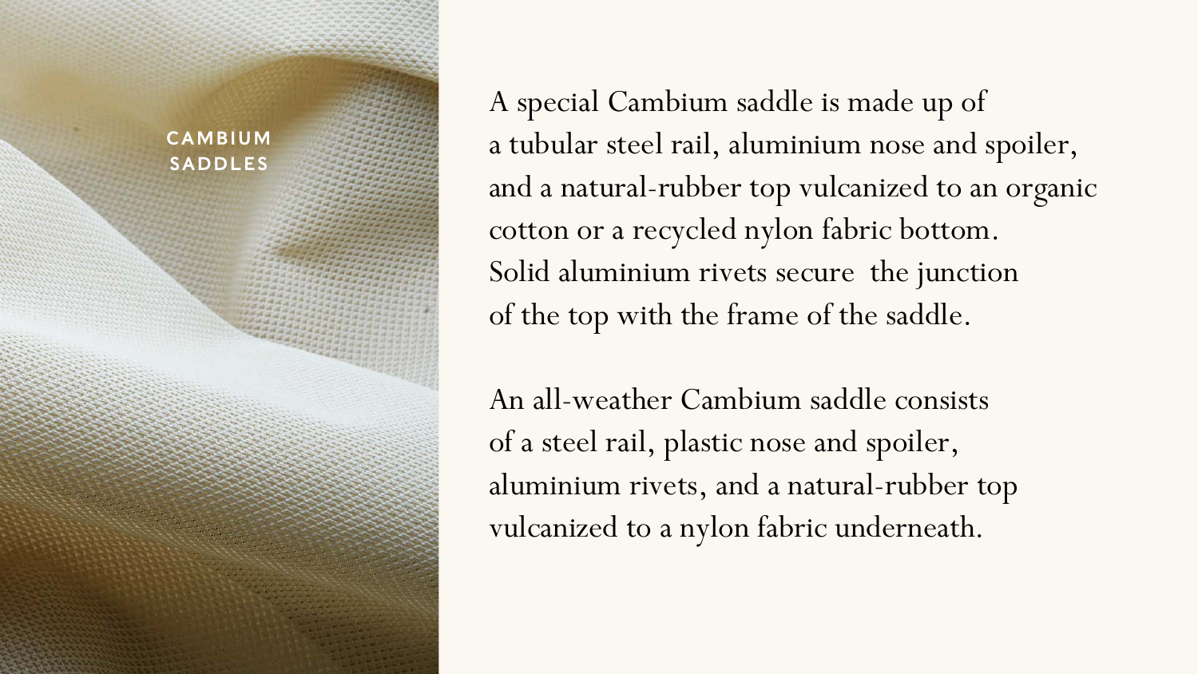## CAMBIUM SADDLES

A special Cambium saddle is made up of a tubular steel rail, aluminium nose and spoiler, and a natural-rubber top vulcanized to an organic cotton or a recycled nylon fabric bottom. Solid aluminium rivets secure the junction of the top with the frame of the saddle.

An all-weather Cambium saddle consists of a steel rail, plastic nose and spoiler, aluminium rivets, and a natural-rubber top vulcanized to a nylon fabric underneath.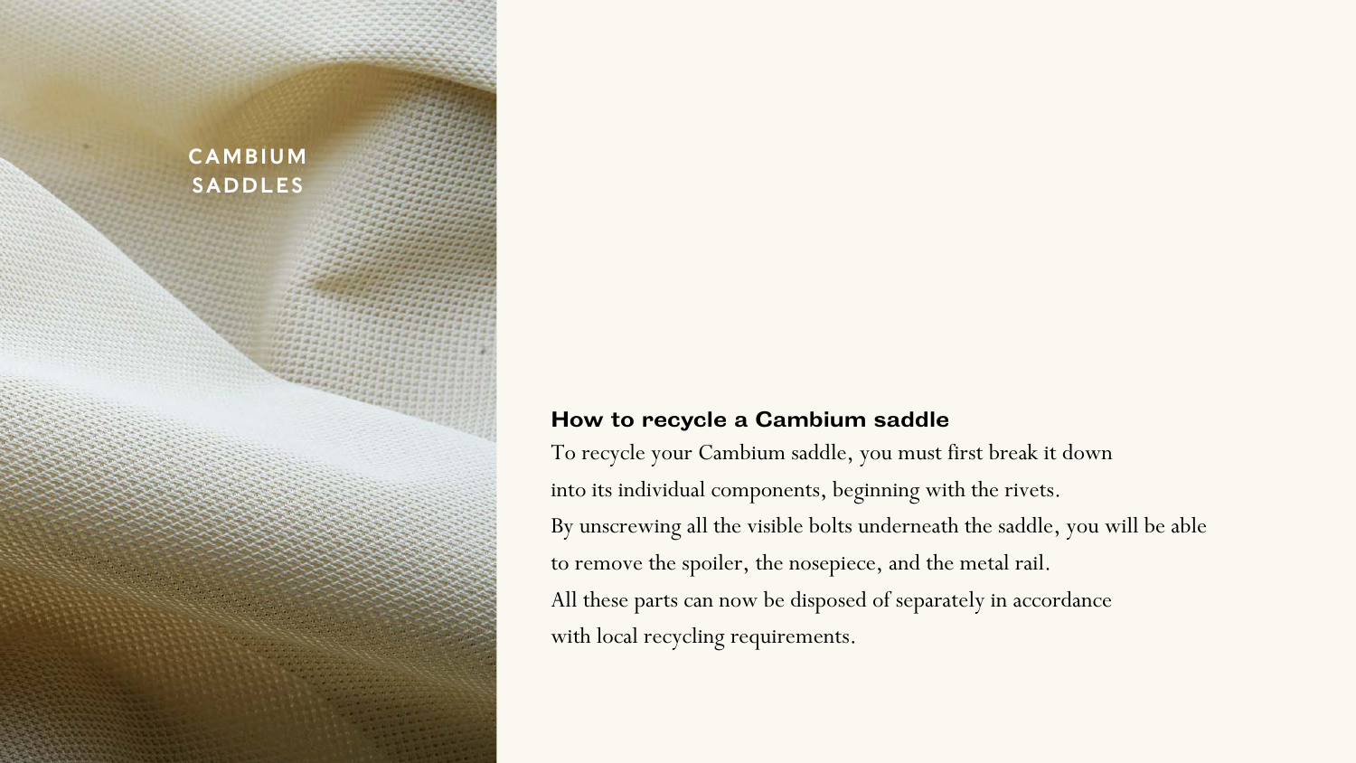CAMBIUM SADDLES

## How to recycle a Cambium saddle

To recycle your Cambium saddle, you must first break it down into its individual components, beginning with the rivets. By unscrewing all the visible bolts underneath the saddle, you will be able to remove the spoiler, the nosepiece, and the metal rail. All these parts can now be disposed of separately in accordance with local recycling requirements.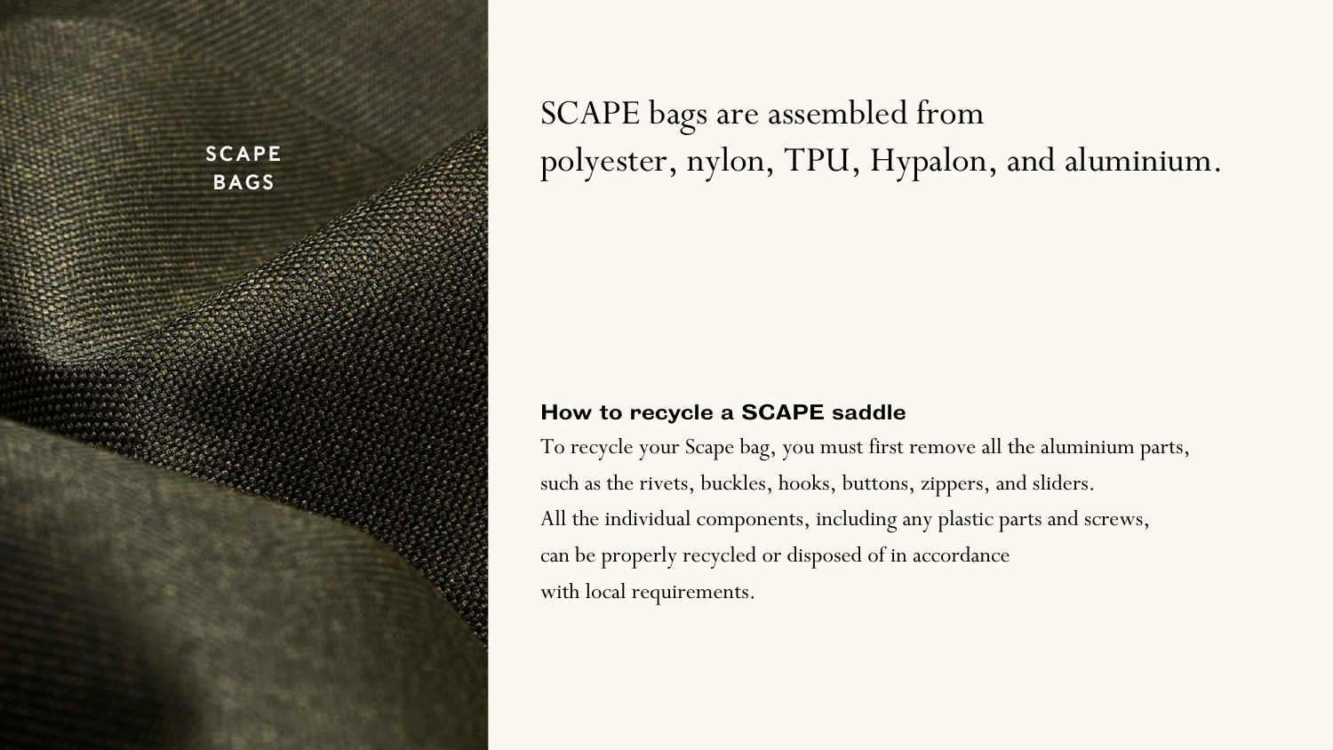SCAPE BAGS

# SCAPE bags are assembled from polyester, nylon, TPU, Hypalon, and aluminium.

**How to recycle a SCAPE saddle**

To recycle your Scape bag, you must first remove all the aluminium parts, such as the rivets, buckles, hooks, buttons, zippers, and sliders. All the individual components, including any plastic parts and screws, can be properly recycled or disposed of in accordance with local requirements.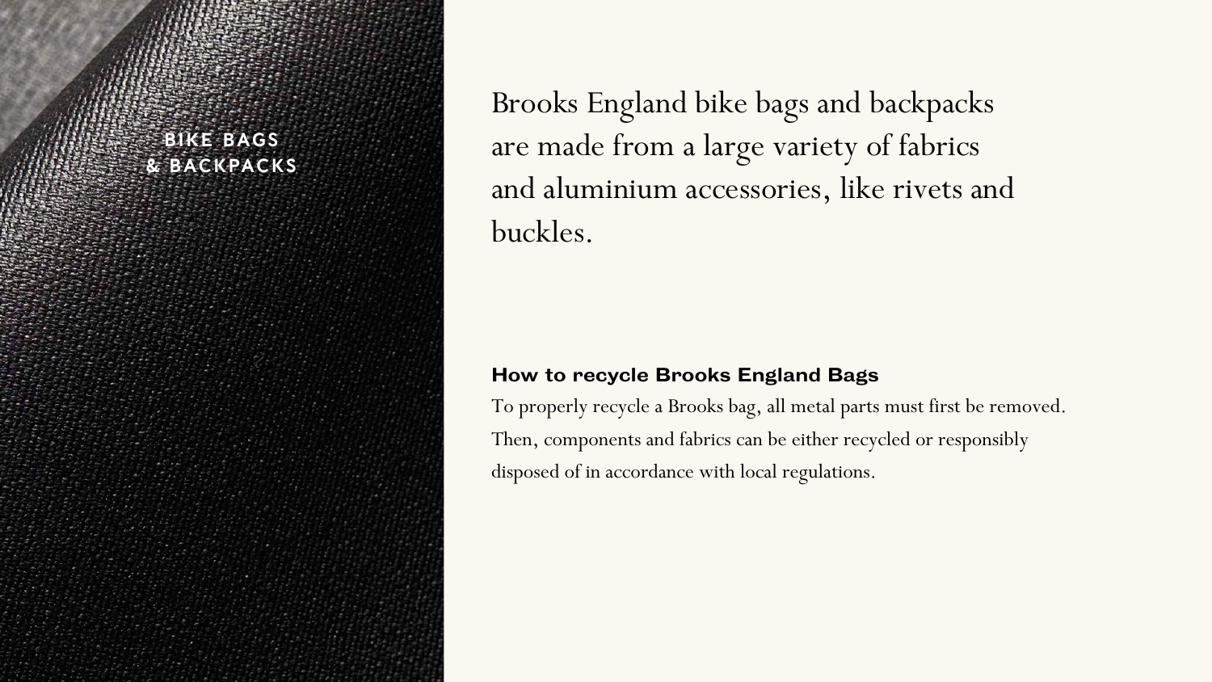# BIKE BAGS & BACKPACKS

Brooks England bike bags and backpacks are made from a large variety of fabrics and aluminium accessories, like rivets and buckles.

## How to recycle Brooks England Bags

To properly recycle a Brooks bag, all metal parts must first be removed. Then, components and fabrics can be either recycled or responsibly disposed of in accordance with local regulations.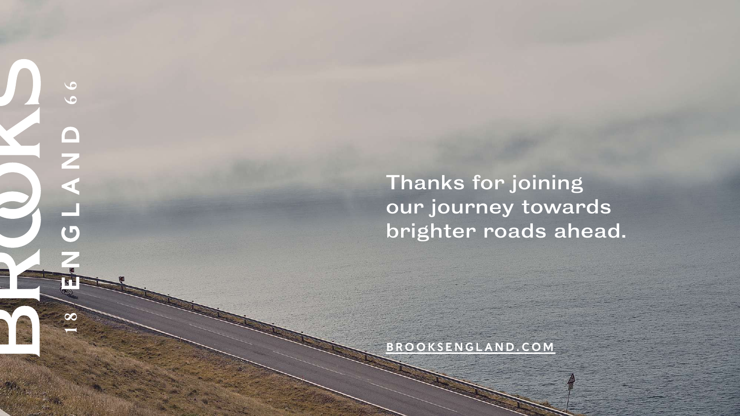BROOKS

ENGLAND

1866

Thanks for joining our journey towards brighter roads ahead.

BROOKSENGLAND.COM